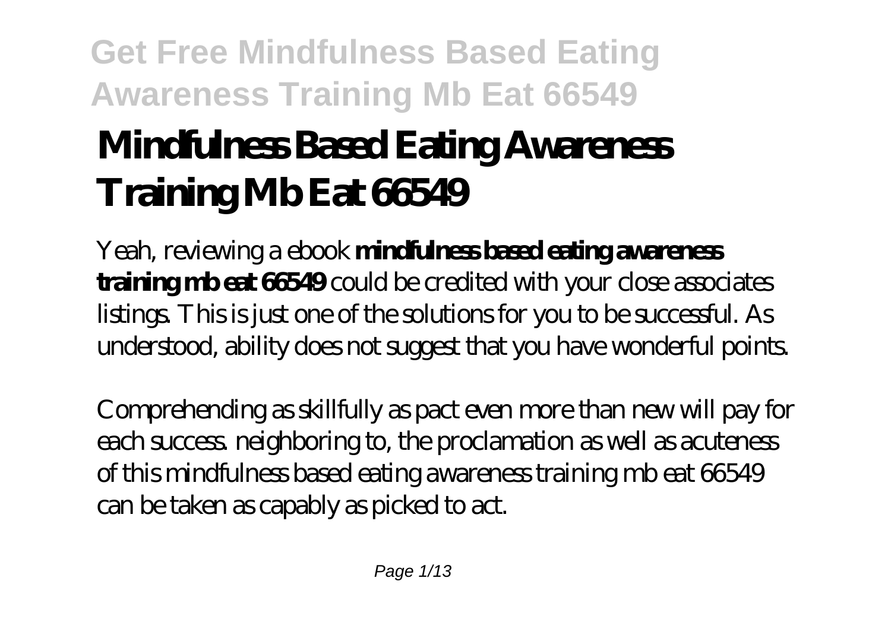# Mindfulness Based Eating Awareness Training Mb Eat 66549

Yeah, reviewing a ebook **mindfulness based eating awareness training mb eat 66549** could be credited with your close associates listings. This is just one of the solutions for you to be successful. As understood, ability does not suggest that you have wonderful points.

Comprehending as skillfully as pact even more than new will pay for each success. neighboring to, the proclamation as well as acuteness of this mindfulness based eating awareness training mb eat 66549 can be taken as capably as picked to act.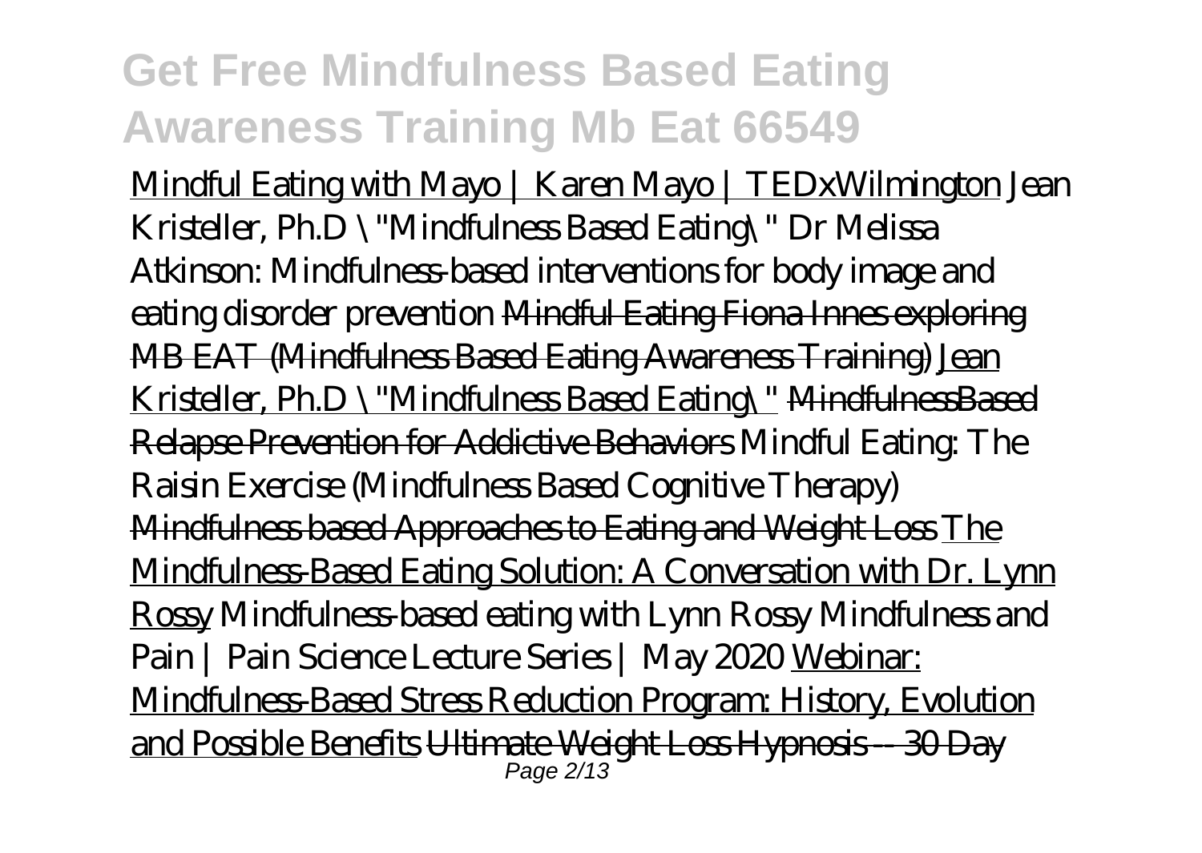Mindful Eating with Mayo | Karen Mayo | TEDxWilmington *Jean Kristeller, Ph.D \"Mindfulness Based Eating\"* *Dr Melissa Atkinson: Mindfulness-based interventions for body image and eating disorder prevention* ~~Mindful Eating Fiona Innes exploring MB EAT (Mindfulness Based Eating Awareness Training)~~ Jean Kristeller, Ph.D \"Mindfulness Based Eating\" ~~MindfulnessBased Relapse Prevention for Addictive Behaviors~~ *Mindful Eating: The Raisin Exercise (Mindfulness Based Cognitive Therapy)* ~~Mindfulness based Approaches to Eating and Weight Loss~~ The Mindfulness-Based Eating Solution: A Conversation with Dr. Lynn Rossy *Mindfulness-based eating with Lynn Rossy* *Mindfulness and Pain | Pain Science Lecture Series | May 2020* Webinar: Mindfulness-Based Stress Reduction Program: History, Evolution and Possible Benefits ~~Ultimate Weight Loss Hypnosis -- 30 Day~~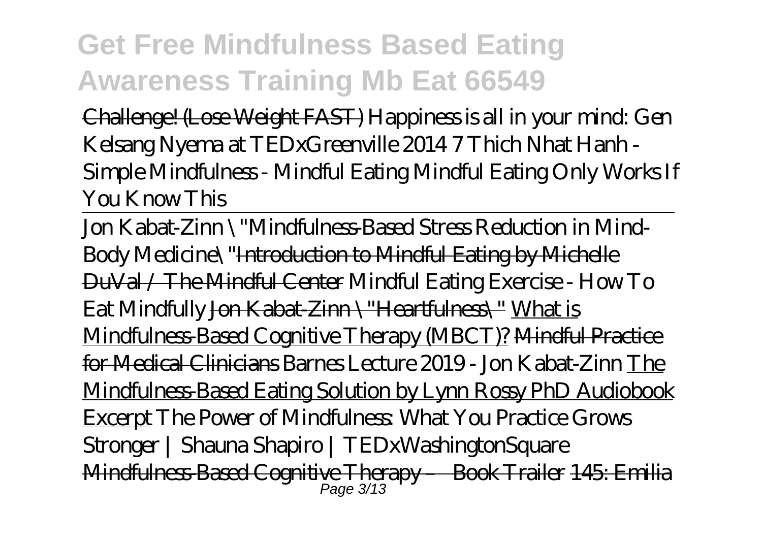Challenge! (Lose Weight FAST) *Happiness is all in your mind: Gen Kelsang Nyema at TEDxGreenville 2014* *7 Thich Nhat Hanh - Simple Mindfulness - Mindful Eating* *Mindful Eating Only Works If You Know This*

---

*Jon Kabat-Zinn \"Mindfulness-Based Stress Reduction in Mind-Body Medicine\"* Introduction to Mindful Eating by Michelle DuVal / The Mindful Center *Mindful Eating Exercise - How To Eat Mindfully* Jon Kabat-Zinn \"Heartfulness\" What is Mindfulness-Based Cognitive Therapy (MBCT)? Mindful Practice for Medical Clinicians *Barnes Lecture 2019 - Jon Kabat-Zinn* The Mindfulness-Based Eating Solution by Lynn Rossy PhD Audiobook Excerpt *The Power of Mindfulness: What You Practice Grows Stronger | Shauna Shapiro | TEDxWashingtonSquare* Mindfulness-Based Cognitive Therapy – Book Trailer 145: Emilia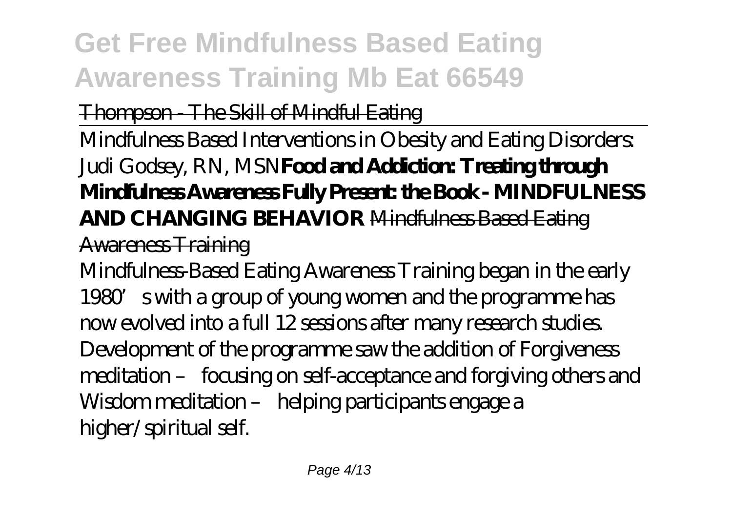Thompson - The Skill of Mindful Eating

Mindfulness Based Interventions in Obesity and Eating Disorders: Judi Godsey, RN, MSN **Food and Addiction: Treating through Mindfulness Awareness Fully Present: the Book - MINDFULNESS AND CHANGING BEHAVIOR** Mindfulness Based Eating Awareness Training

Mindfulness-Based Eating Awareness Training began in the early 1980's with a group of young women and the programme has now evolved into a full 12 sessions after many research studies. Development of the programme saw the addition of Forgiveness meditation – focusing on self-acceptance and forgiving others and Wisdom meditation – helping participants engage a higher/spiritual self.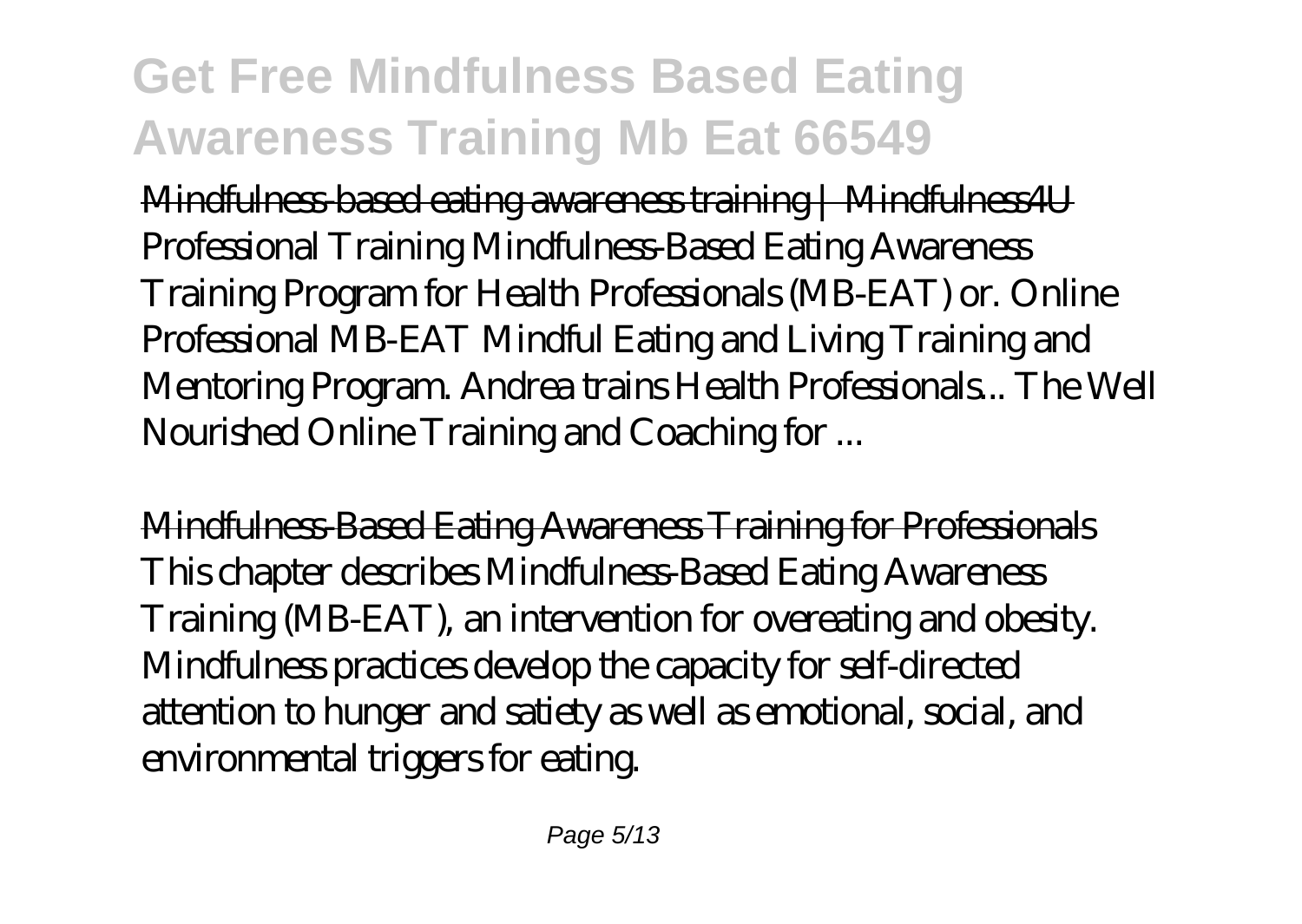Mindfulness-based eating awareness training | Mindfulness4U
Professional Training Mindfulness-Based Eating Awareness Training Program for Health Professionals (MB-EAT) or. Online Professional MB-EAT Mindful Eating and Living Training and Mentoring Program. Andrea trains Health Professionals... The Well Nourished Online Training and Coaching for ...

Mindfulness-Based Eating Awareness Training for Professionals
This chapter describes Mindfulness-Based Eating Awareness Training (MB-EAT), an intervention for overeating and obesity. Mindfulness practices develop the capacity for self-directed attention to hunger and satiety as well as emotional, social, and environmental triggers for eating.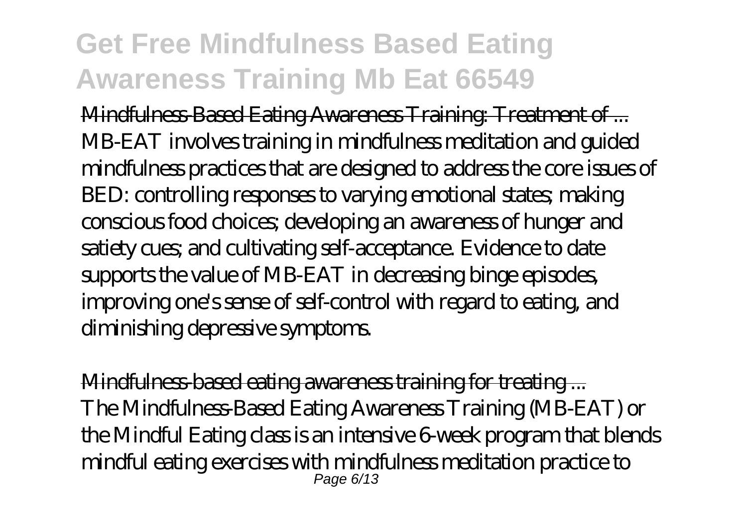Mindfulness-Based Eating Awareness Training: Treatment of ...
MB-EAT involves training in mindfulness meditation and guided mindfulness practices that are designed to address the core issues of BED: controlling responses to varying emotional states; making conscious food choices; developing an awareness of hunger and satiety cues; and cultivating self-acceptance. Evidence to date supports the value of MB-EAT in decreasing binge episodes, improving one's sense of self-control with regard to eating, and diminishing depressive symptoms.

Mindfulness-based eating awareness training for treating ...
The Mindfulness-Based Eating Awareness Training (MB-EAT) or the Mindful Eating class is an intensive 6-week program that blends mindful eating exercises with mindfulness meditation practice to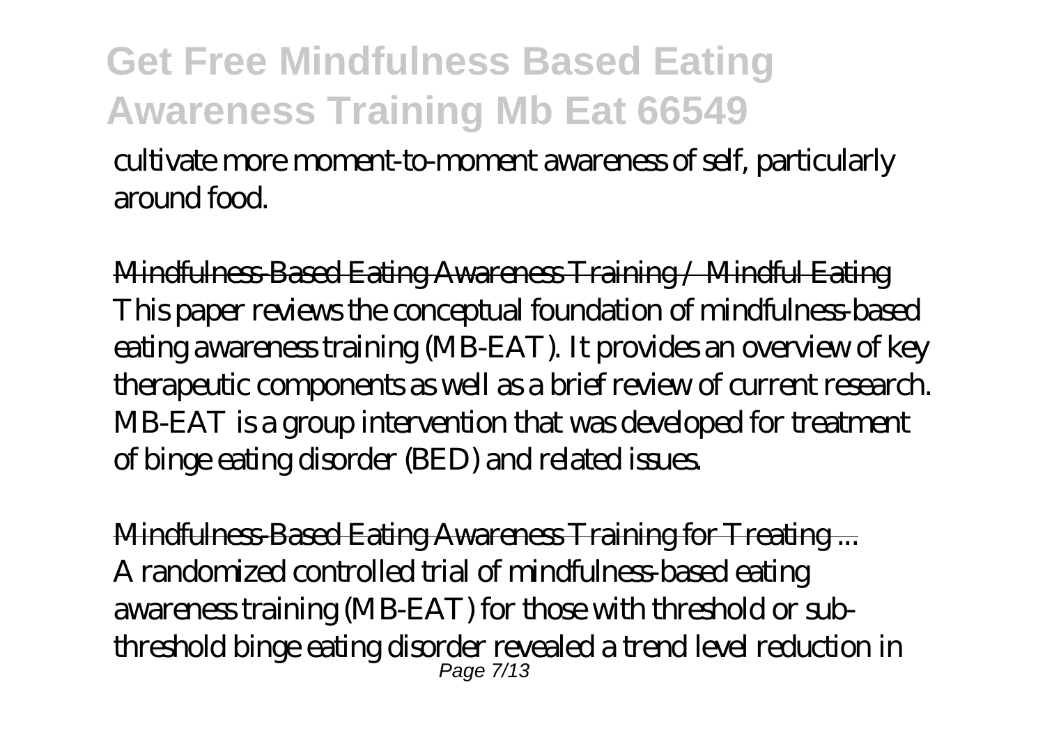cultivate more moment-to-moment awareness of self, particularly around food.

Mindfulness-Based Eating Awareness Training / Mindful Eating
This paper reviews the conceptual foundation of mindfulness-based eating awareness training (MB-EAT). It provides an overview of key therapeutic components as well as a brief review of current research. MB-EAT is a group intervention that was developed for treatment of binge eating disorder (BED) and related issues.

Mindfulness-Based Eating Awareness Training for Treating ...
A randomized controlled trial of mindfulness-based eating awareness training (MB-EAT) for those with threshold or sub-threshold binge eating disorder revealed a trend level reduction in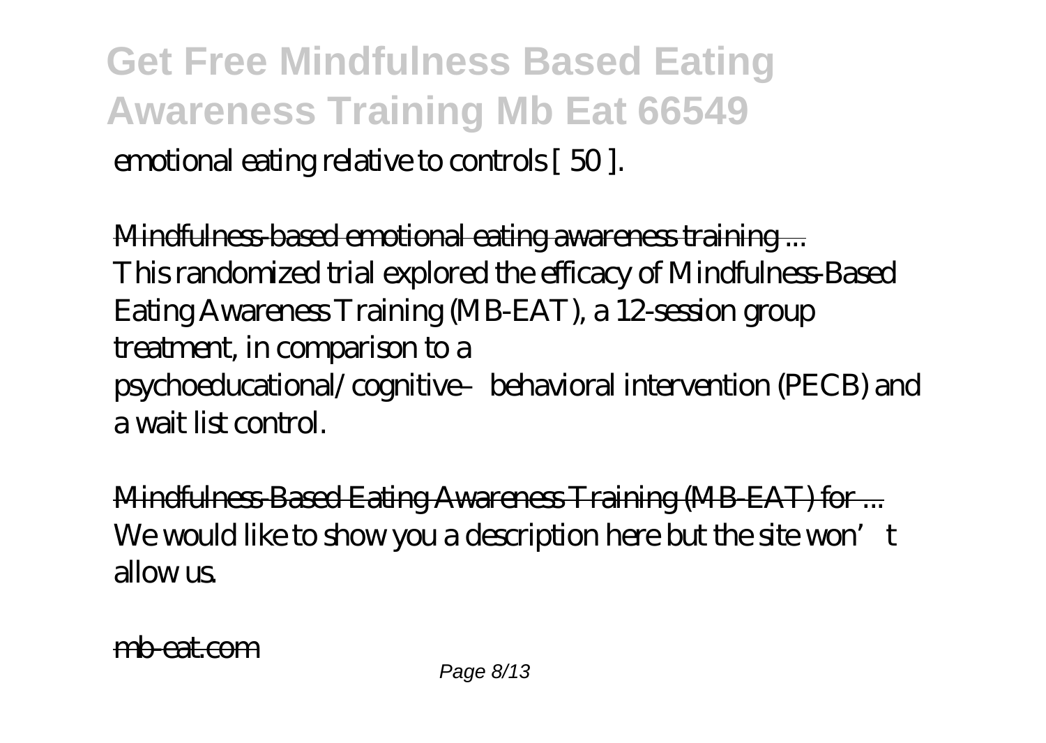emotional eating relative to controls [ 50 ].

Mindfulness-based emotional eating awareness training ...
This randomized trial explored the efficacy of Mindfulness-Based Eating Awareness Training (MB-EAT), a 12-session group treatment, in comparison to a psychoeducational/cognitive–behavioral intervention (PECB) and a wait list control.

Mindfulness-Based Eating Awareness Training (MB-EAT) for ...
We would like to show you a description here but the site won't allow us.

mb-eat.com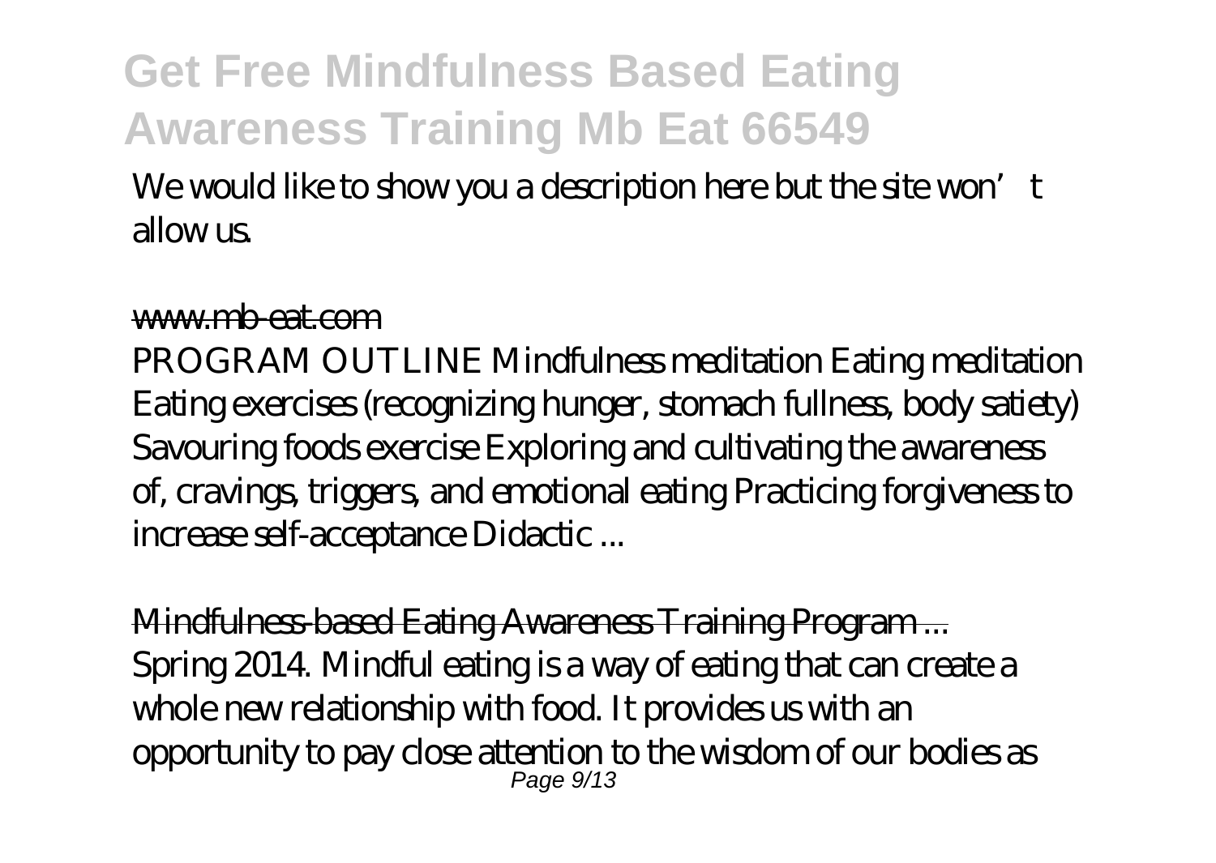We would like to show you a description here but the site won't allow us.

www.mb-eat.com

PROGRAM OUTLINE Mindfulness meditation Eating meditation Eating exercises (recognizing hunger, stomach fullness, body satiety) Savouring foods exercise Exploring and cultivating the awareness of, cravings, triggers, and emotional eating Practicing forgiveness to increase self-acceptance Didactic ...

Mindfulness-based Eating Awareness Training Program ...

Spring 2014. Mindful eating is a way of eating that can create a whole new relationship with food. It provides us with an opportunity to pay close attention to the wisdom of our bodies as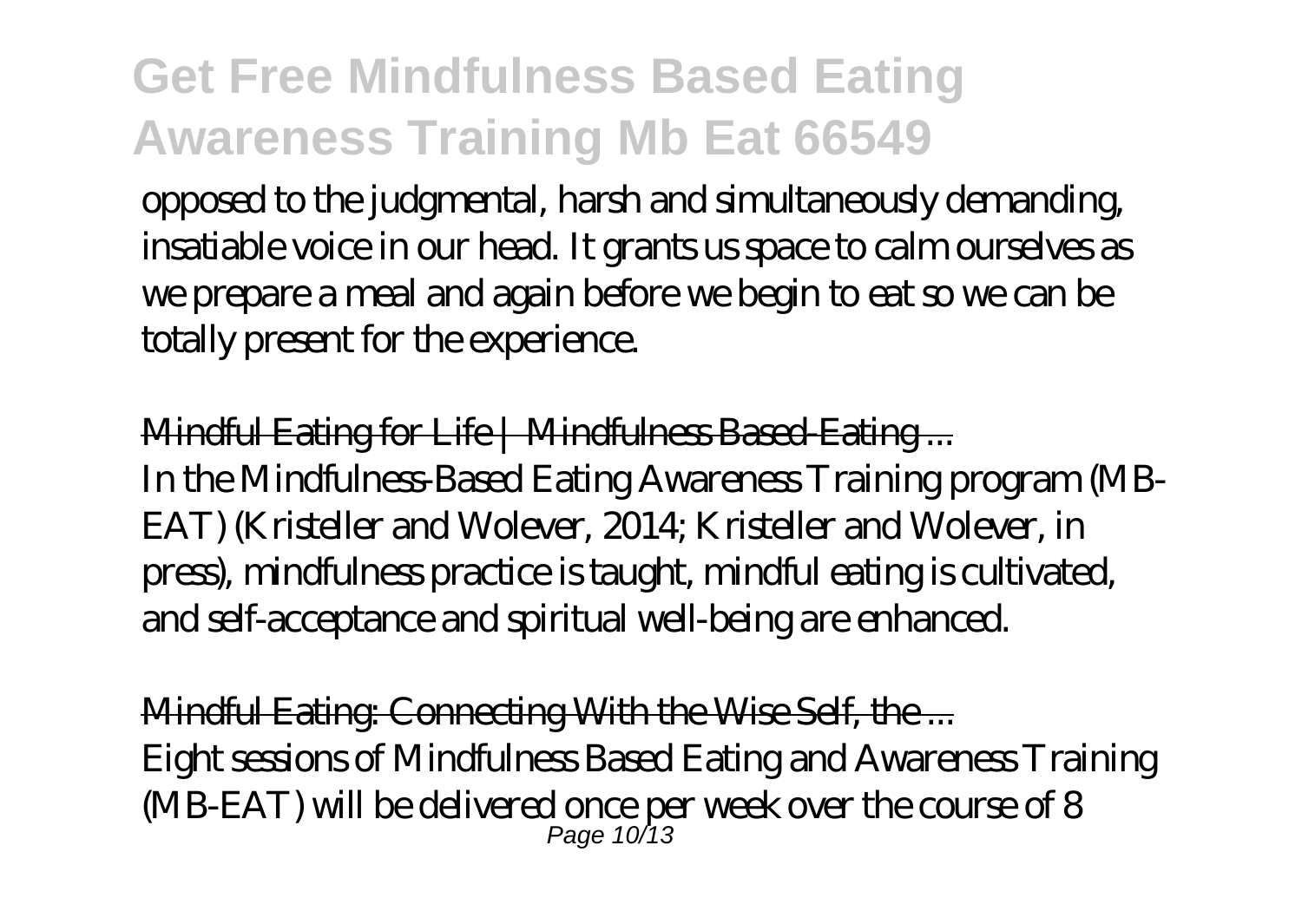opposed to the judgmental, harsh and simultaneously demanding, insatiable voice in our head. It grants us space to calm ourselves as we prepare a meal and again before we begin to eat so we can be totally present for the experience.

Mindful Eating for Life | Mindfulness Based-Eating ...

In the Mindfulness-Based Eating Awareness Training program (MB-EAT) (Kristeller and Wolever, 2014; Kristeller and Wolever, in press), mindfulness practice is taught, mindful eating is cultivated, and self-acceptance and spiritual well-being are enhanced.

Mindful Eating: Connecting With the Wise Self, the ...

Eight sessions of Mindfulness Based Eating and Awareness Training (MB-EAT) will be delivered once per week over the course of 8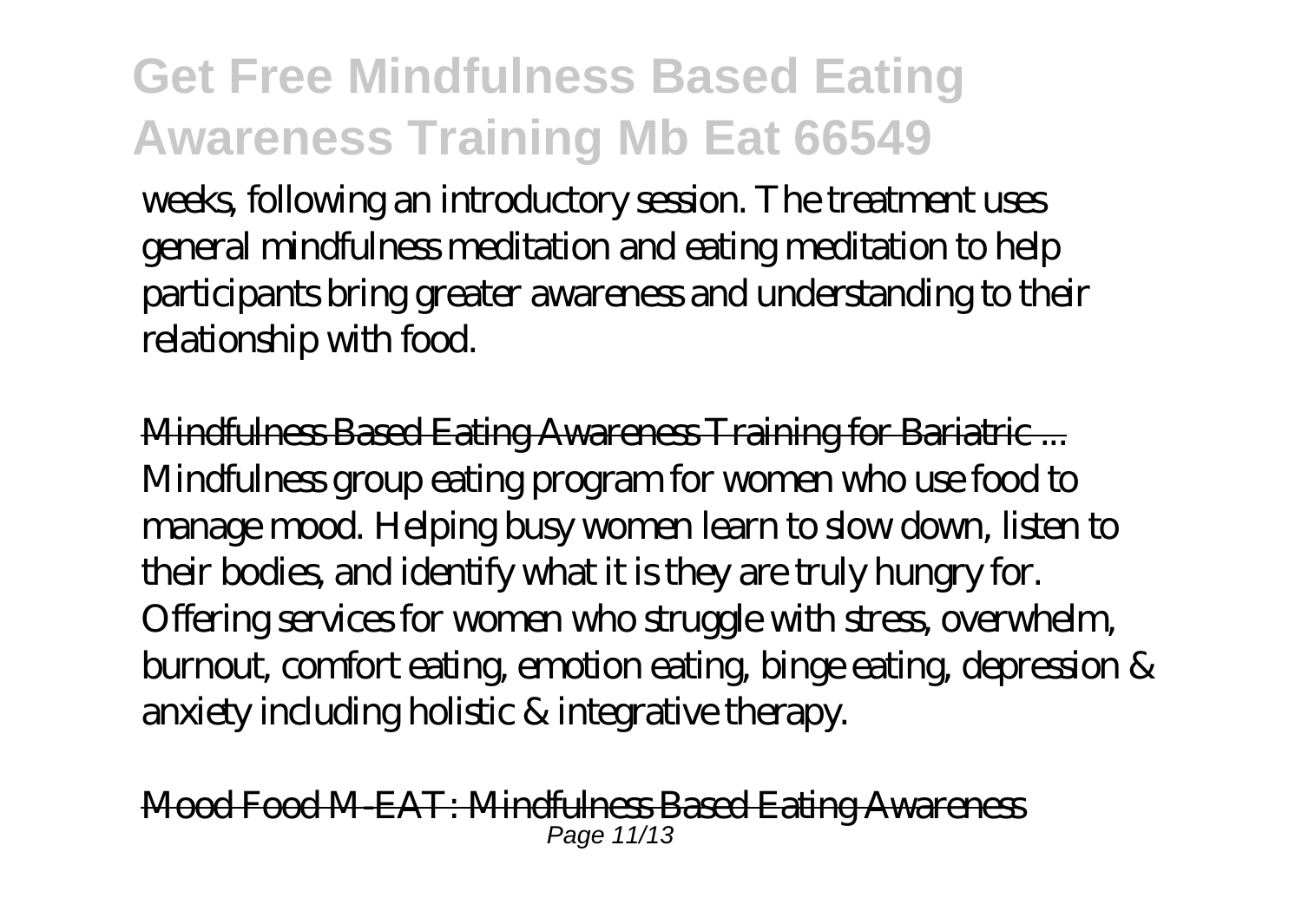weeks, following an introductory session. The treatment uses general mindfulness meditation and eating meditation to help participants bring greater awareness and understanding to their relationship with food.

Mindfulness Based Eating Awareness Training for Bariatric ...
Mindfulness group eating program for women who use food to manage mood. Helping busy women learn to slow down, listen to their bodies, and identify what it is they are truly hungry for. Offering services for women who struggle with stress, overwhelm, burnout, comfort eating, emotion eating, binge eating, depression & anxiety including holistic & integrative therapy.

Mood Food M-EAT: Mindfulness Based Eating Awareness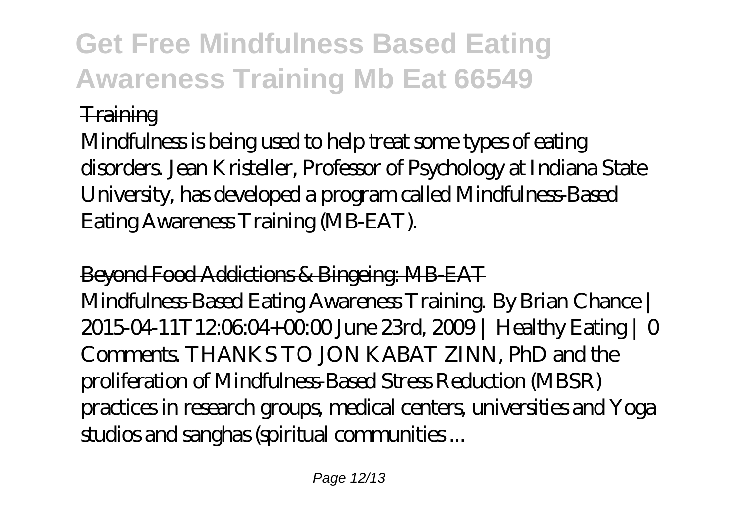Training

Mindfulness is being used to help treat some types of eating disorders. Jean Kristeller, Professor of Psychology at Indiana State University, has developed a program called Mindfulness-Based Eating Awareness Training (MB-EAT).

Beyond Food Addictions & Bingeing: MB-EAT

Mindfulness-Based Eating Awareness Training. By Brian Chance | 2015-04-11T12:06:04+00:00 June 23rd, 2009 | Healthy Eating | 0 Comments. THANKS TO JON KABAT ZINN, PhD and the proliferation of Mindfulness-Based Stress Reduction (MBSR) practices in research groups, medical centers, universities and Yoga studios and sanghas (spiritual communities ...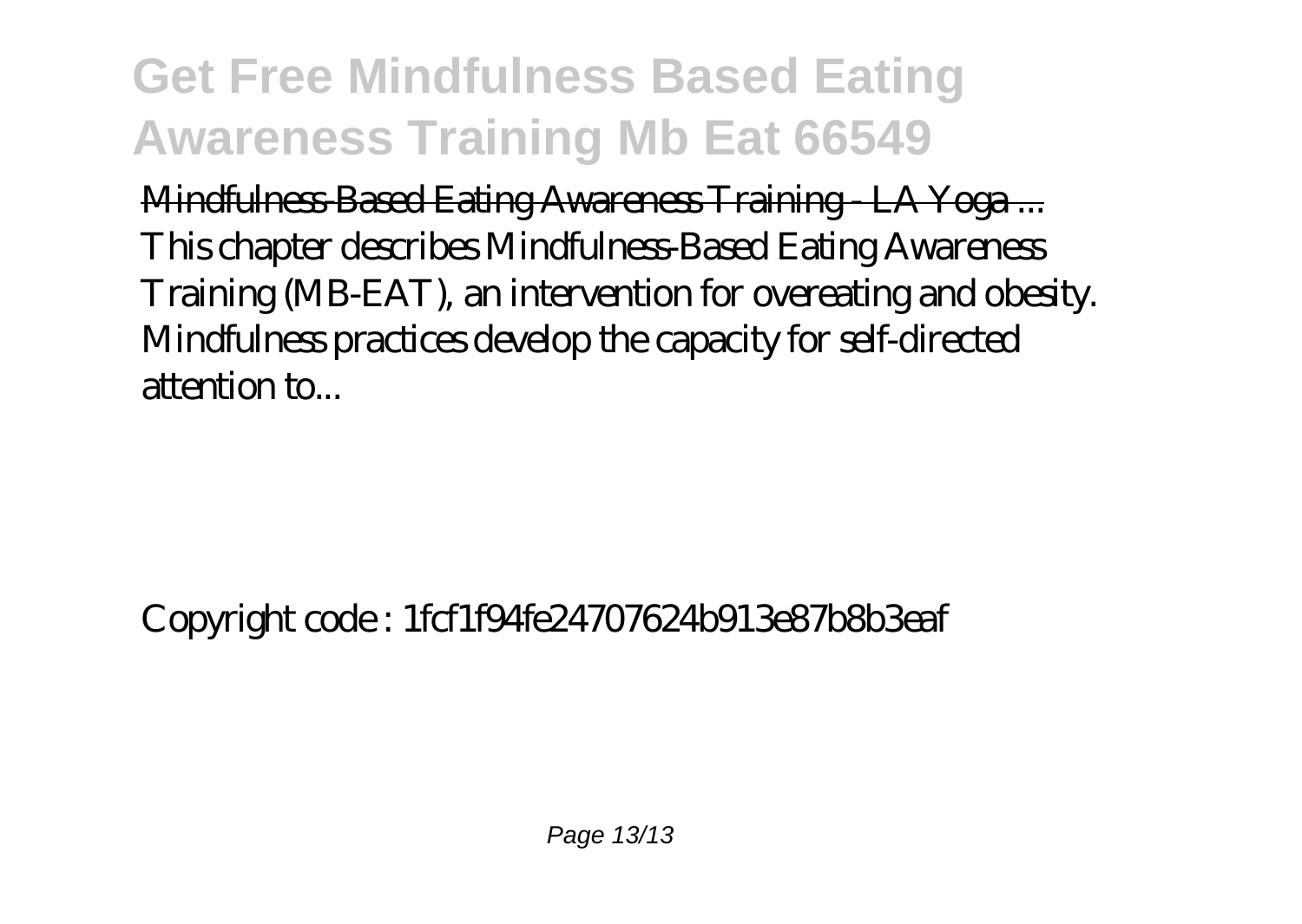Mindfulness-Based Eating Awareness Training - LA Yoga ...
This chapter describes Mindfulness-Based Eating Awareness Training (MB-EAT), an intervention for overeating and obesity. Mindfulness practices develop the capacity for self-directed attention to...

Copyright code : 1fcf1f94fe24707624b913e87b8b3eaf